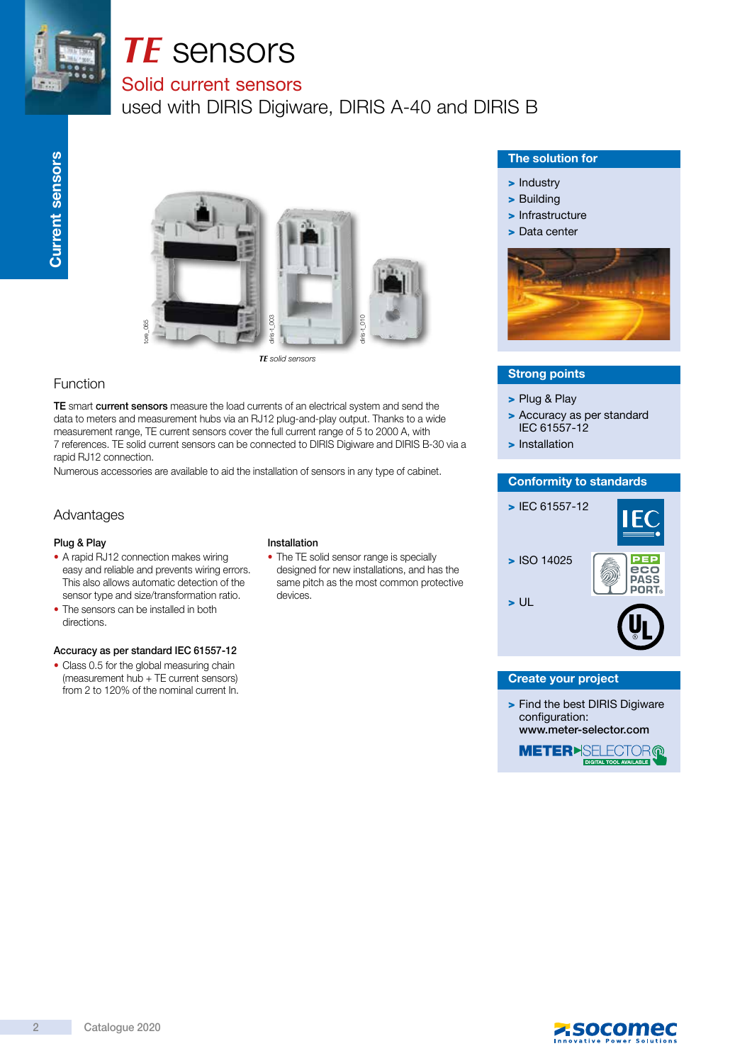# *TE* sensors

## Solid current sensors

used with DIRIS Digiware, DIRIS A-40 and DIRIS B

Current sensors

*TE* solid sensors

### Function

**TE** smart **current sensors** measure the load currents of an electrical system and send the data to meters and measurement hubs via an RJ12 plug-and-play output. Thanks to a wide measurement range, TE current sensors cover the full current range of 5 to 2000 A, with 7 references. TE solid current sensors can be connected to DIRIS Digiware and DIRIS B-30 via a rapid RJ12 connection.

Numerous accessories are available to aid the installation of sensors in any type of cabinet.

### Advantages

**Plug & Play**

- A rapid RJ12 connection makes wiring easy and reliable and prevents wiring errors. This also allows automatic detection of the sensor type and size/transformation ratio.
- The sensors can be installed in both directions.

**Accuracy as per standard IEC 61557-12**

- Class 0.5 for the global measuring chain (measurement hub + TE current sensors) from 2 to 120% of the nominal current In.

**Installation**

- The TE solid sensor range is specially designed for new installations, and has the same pitch as the most common protective devices.

### The solution for

- > Industry
- > Building
- > Infrastructure
- > Data center

### Strong points

- > Plug & Play
- > Accuracy as per standard IEC 61557-12
- > Installation

### Conformity to standards

- > IEC 61557-12
- > ISO 14025
- > UL

### Create your project

- > Find the best DIRIS Digiware configuration: **www.meter-selector.com**

Catalogue 2020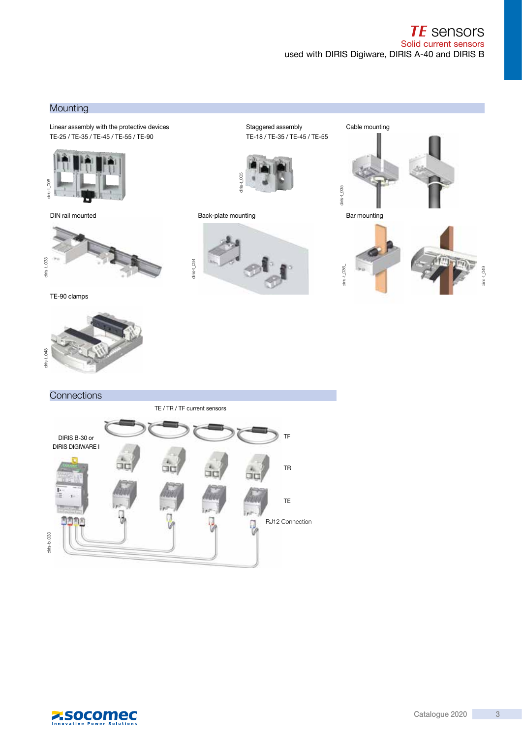# *TE* sensors

Solid current sensors

used with DIRIS Digiware, DIRIS A-40 and DIRIS B

## Mounting

Linear assembly with the protective devices
TE-25 / TE-35 / TE-45 / TE-55 / TE-90

diris-t_006

Staggered assembly
TE-18 / TE-35 / TE-45 / TE-55

diris-t_005

Cable mounting

diris-t_035

DIN rail mounted

diris-t_033

Back-plate mounting

diris-t_034

Bar mounting

diris-t_036_

diris-t_049

TE-90 clamps

diris-t_048

## Connections

TE / TR / TF current sensors

DIRIS B-30 or
DIRIS DIGIWARE I

TF

TR

TE

RJ12 Connection

diris-b_033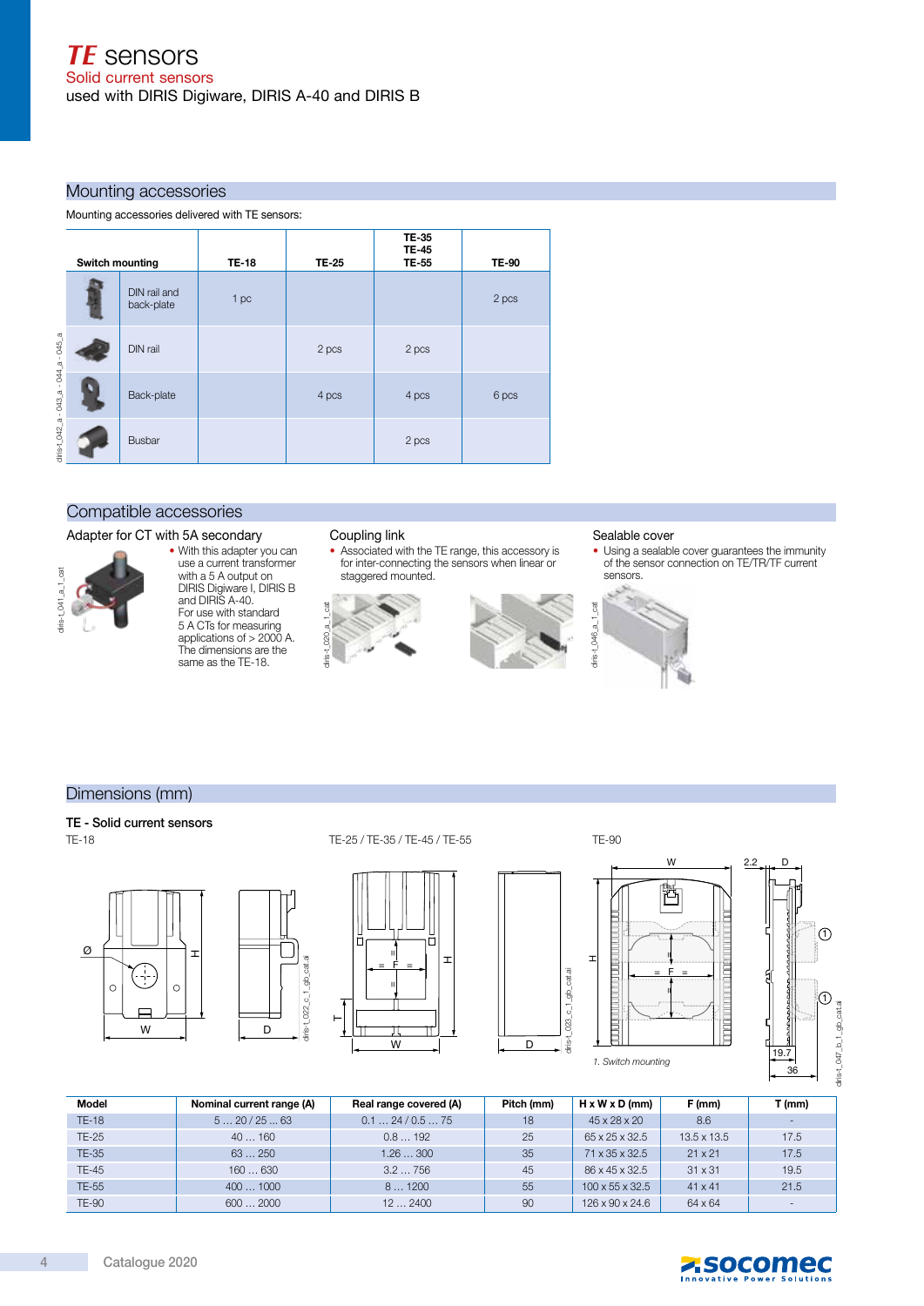# *TE* sensors

Solid current sensors

used with DIRIS Digiware, DIRIS A-40 and DIRIS B

## Mounting accessories

Mounting accessories delivered with TE sensors:

| Switch mounting | TE-18 | TE-25 | TE-35 TE-45 TE-55 | TE-90 |
|---|---|---|---|---|
| DIN rail and back-plate | 1 pc | | | 2 pcs |
| DIN rail | | 2 pcs | 2 pcs | |
| Back-plate | | 4 pcs | 4 pcs | 6 pcs |
| Busbar | | | 2 pcs | |

## Compatible accessories

### Adapter for CT with 5A secondary

- With this adapter you can use a current transformer with a 5 A output on DIRIS Digiware I, DIRIS B and DIRIS A-40. For use with standard 5 A CTs for measuring applications of > 2000 A. The dimensions are the same as the TE-18.

### Coupling link

- Associated with the TE range, this accessory is for inter-connecting the sensors when linear or staggered mounted.

### Sealable cover

- Using a sealable cover guarantees the immunity of the sensor connection on TE/TR/TF current sensors.

## Dimensions (mm)

### TE - Solid current sensors

TE-18

TE-25 / TE-35 / TE-45 / TE-55

TE-90

1. Switch mounting

| Model | Nominal current range (A) | Real range covered (A) | Pitch (mm) | H x W x D (mm) | F (mm) | T (mm) |
|---|---|---|---|---|---|---|
| TE-18 | 5 … 20 / 25 ... 63 | 0.1 … 24 / 0.5 … 75 | 18 | 45 x 28 x 20 | 8.6 | - |
| TE-25 | 40 … 160 | 0.8 … 192 | 25 | 65 x 25 x 32.5 | 13.5 x 13.5 | 17.5 |
| TE-35 | 63 … 250 | 1.26 … 300 | 35 | 71 x 35 x 32.5 | 21 x 21 | 17.5 |
| TE-45 | 160 … 630 | 3.2 … 756 | 45 | 86 x 45 x 32.5 | 31 x 31 | 19.5 |
| TE-55 | 400 … 1000 | 8 … 1200 | 55 | 100 x 55 x 32.5 | 41 x 41 | 21.5 |
| TE-90 | 600 … 2000 | 12 … 2400 | 90 | 126 x 90 x 24.6 | 64 x 64 | - |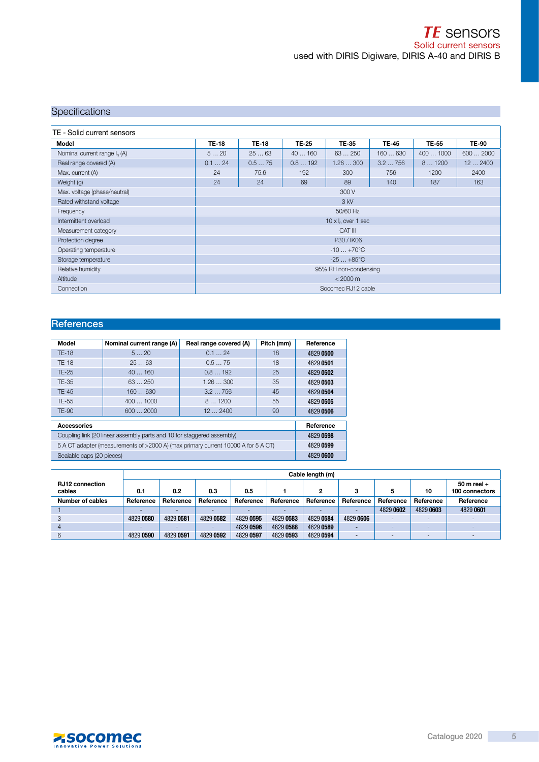# *TE* sensors

Solid current sensors

used with DIRIS Digiware, DIRIS A-40 and DIRIS B

## Specifications

| TE - Solid current sensors | | | | | | | |
|---|---|---|---|---|---|---|---|
| **Model** | **TE-18** | **TE-18** | **TE-25** | **TE-35** | **TE-45** | **TE-55** | **TE-90** |
| Nominal current range $I_n$ (A) | 5 … 20 | 25 … 63 | 40 … 160 | 63 … 250 | 160 … 630 | 400 … 1000 | 600 … 2000 |
| Real range covered (A) | 0.1 … 24 | 0.5 … 75 | 0.8 … 192 | 1.26 … 300 | 3.2 … 756 | 8 … 1200 | 12 … 2400 |
| Max. current (A) | 24 | 75.6 | 192 | 300 | 756 | 1200 | 2400 |
| Weight (g) | 24 | 24 | 69 | 89 | 140 | 187 | 163 |
| Max. voltage (phase/neutral) | 300 V | | | | | | |
| Rated withstand voltage | 3 kV | | | | | | |
| Frequency | 50/60 Hz | | | | | | |
| Intermittent overload | 10 x $I_n$ over 1 sec | | | | | | |
| Measurement category | CAT III | | | | | | |
| Protection degree | IP30 / IK06 | | | | | | |
| Operating temperature | -10 … +70°C | | | | | | |
| Storage temperature | -25 … +85°C | | | | | | |
| Relative humidity | 95% RH non-condensing | | | | | | |
| Altitude | < 2000 m | | | | | | |
| Connection | Socomec RJ12 cable | | | | | | |

## References

| Model | Nominal current range (A) | Real range covered (A) | Pitch (mm) | Reference |
|---|---|---|---|---|
| TE-18 | 5 … 20 | 0.1 … 24 | 18 | 4829 **0500** |
| TE-18 | 25 … 63 | 0.5 … 75 | 18 | 4829 **0501** |
| TE-25 | 40 … 160 | 0.8 … 192 | 25 | 4829 **0502** |
| TE-35 | 63 … 250 | 1.26 … 300 | 35 | 4829 **0503** |
| TE-45 | 160 … 630 | 3.2 … 756 | 45 | 4829 **0504** |
| TE-55 | 400 … 1000 | 8 … 1200 | 55 | 4829 **0505** |
| TE-90 | 600 … 2000 | 12 … 2400 | 90 | 4829 **0506** |

| Accessories | Reference |
|---|---|
| Coupling link (20 linear assembly parts and 10 for staggered assembly) | 4829 **0598** |
| 5 A CT adapter (measurements of >2000 A) (max primary current 10000 A for 5 A CT) | 4829 **0599** |
| Sealable caps (20 pieces) | 4829 **0600** |

| RJ12 connection cables | Cable length (m) | | | | | | | | | |
|---|---|---|---|---|---|---|---|---|---|---|
| | 0.1 | 0.2 | 0.3 | 0.5 | 1 | 2 | 3 | 5 | 10 | 50 m reel + 100 connectors |
| **Number of cables** | **Reference** | **Reference** | **Reference** | **Reference** | **Reference** | **Reference** | **Reference** | **Reference** | **Reference** | **Reference** |
| 1 | - | - | - | - | - | - | - | 4829 **0602** | 4829 **0603** | 4829 **0601** |
| 3 | 4829 **0580** | 4829 **0581** | 4829 **0582** | 4829 **0595** | 4829 **0583** | 4829 **0584** | 4829 **0606** | - | - | - |
| 4 | - | - | - | 4829 **0596** | 4829 **0588** | 4829 **0589** | - | - | - | - |
| 6 | 4829 **0590** | 4829 **0591** | 4829 **0592** | 4829 **0597** | 4829 **0593** | 4829 **0594** | - | - | - | - |